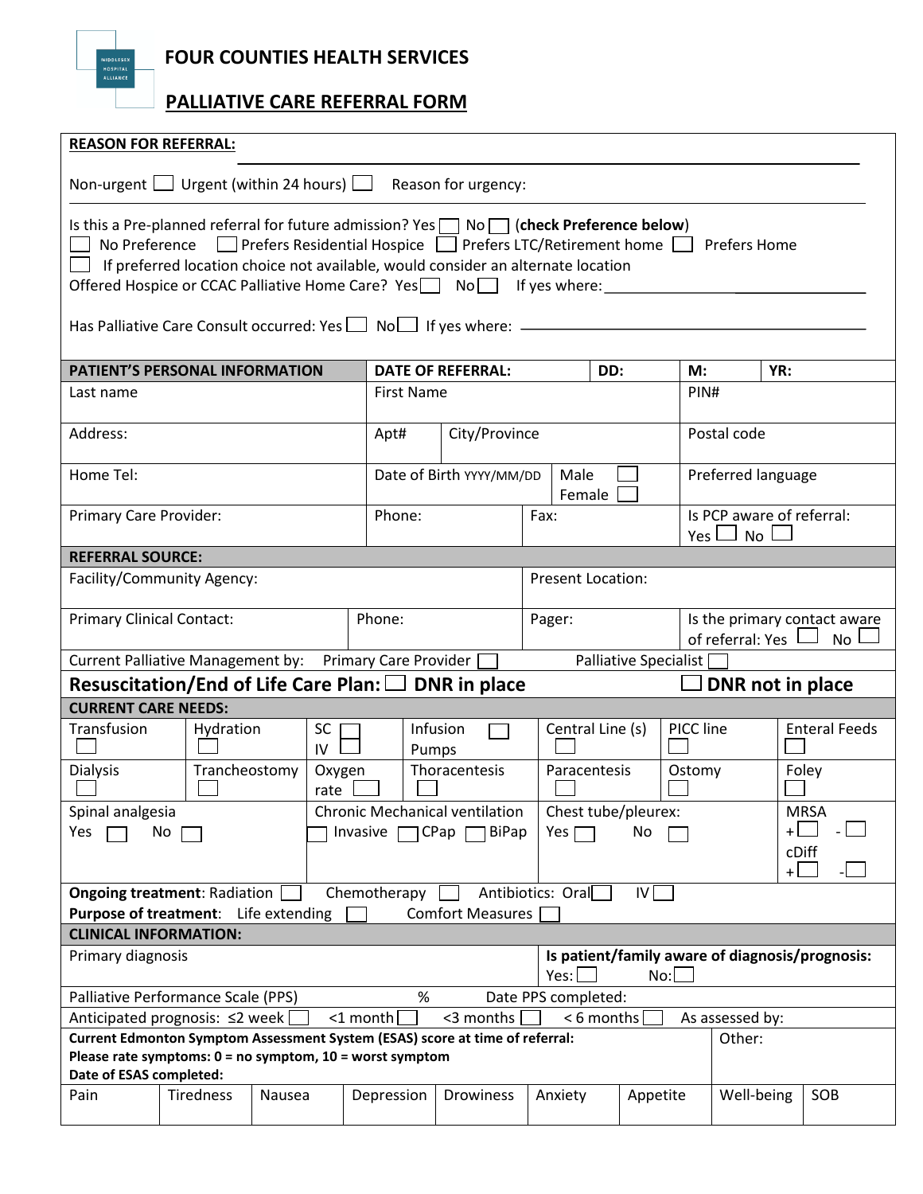# FOUR COUNTIES HEALTH SERVICES

## PALLIATIVE CARE REFERRAL FORM

**REASON FOR REFERRAL:**

Non-urgent ☐ Urgent (within 24 hours) ☐ Reason for urgency:

Is this a Pre-planned referral for future admission? Yes ☐ No ☐ **(check Preference below)**
☐ No Preference ☐ Prefers Residential Hospice ☐ Prefers LTC/Retirement home ☐ Prefers Home
☐ If preferred location choice not available, would consider an alternate location
Offered Hospice or CCAC Palliative Home Care? Yes ☐ No ☐ If yes where: ____________________

Has Palliative Care Consult occurred: Yes ☐ No ☐ If yes where: ____________________

| **PATIENT'S PERSONAL INFORMATION** | **DATE OF REFERRAL:** | | **DD:** | **M:** | **YR:** |
|---|---|---|---|---|---|
| Last name | First Name | | | PIN# | |
| Address: | Apt# | City/Province | | Postal code | |
| Home Tel: | Date of Birth YYYY/MM/DD | Male ☐ Female ☐ | | Preferred language | |
| Primary Care Provider: | Phone: | Fax: | | Is PCP aware of referral: Yes ☐ No ☐ | |

| **REFERRAL SOURCE:** | | | |
|---|---|---|---|
| Facility/Community Agency: | | Present Location: | |
| Primary Clinical Contact: | Phone: | Pager: | Is the primary contact aware of referral: Yes ☐ No ☐ |
| Current Palliative Management by: | Primary Care Provider ☐ | Palliative Specialist ☐ | |

**Resuscitation/End of Life Care Plan:** ☐ **DNR in place** ☐ **DNR not in place**

| **CURRENT CARE NEEDS:** | | | | | | |
|---|---|---|---|---|---|---|
| Transfusion ☐ | Hydration ☐ | SC ☐ IV ☐ | Infusion Pumps ☐ | Central Line (s) ☐ | PICC line ☐ | Enteral Feeds ☐ |
| Dialysis ☐ | Trancheostomy ☐ | Oxygen rate ☐ | Thoracentesis ☐ | Paracentesis ☐ | Ostomy ☐ | Foley ☐ |
| Spinal analgesia Yes ☐ No ☐ | | Chronic Mechanical ventilation ☐ Invasive ☐ CPap ☐ BiPap | | Chest tube/pleurex: Yes ☐ No ☐ | | MRSA + ☐ - ☐ cDiff + ☐ - ☐ |

**Ongoing treatment**: Radiation ☐ Chemotherapy ☐ Antibiotics: Oral ☐ IV ☐
**Purpose of treatment**: Life extending ☐ Comfort Measures ☐

| **CLINICAL INFORMATION:** | | | | | | | | |
|---|---|---|---|---|---|---|---|---|
| Primary diagnosis | | | | | **Is patient/family aware of diagnosis/prognosis:** Yes: ☐ No: ☐ | | | |
| Palliative Performance Scale (PPS) % | | | Date PPS completed: | | | | | |
| Anticipated prognosis: ≤2 week ☐ | <1 month ☐ | <3 months ☐ | < 6 months ☐ | | As assessed by: | | | |
| **Current Edmonton Symptom Assessment System (ESAS) score at time of referral:** **Please rate symptoms: 0 = no symptom, 10 = worst symptom** **Date of ESAS completed:** | | | | | | | Other: | |
| Pain | Tiredness | Nausea | Depression | Drowiness | Anxiety | Appetite | Well-being | SOB |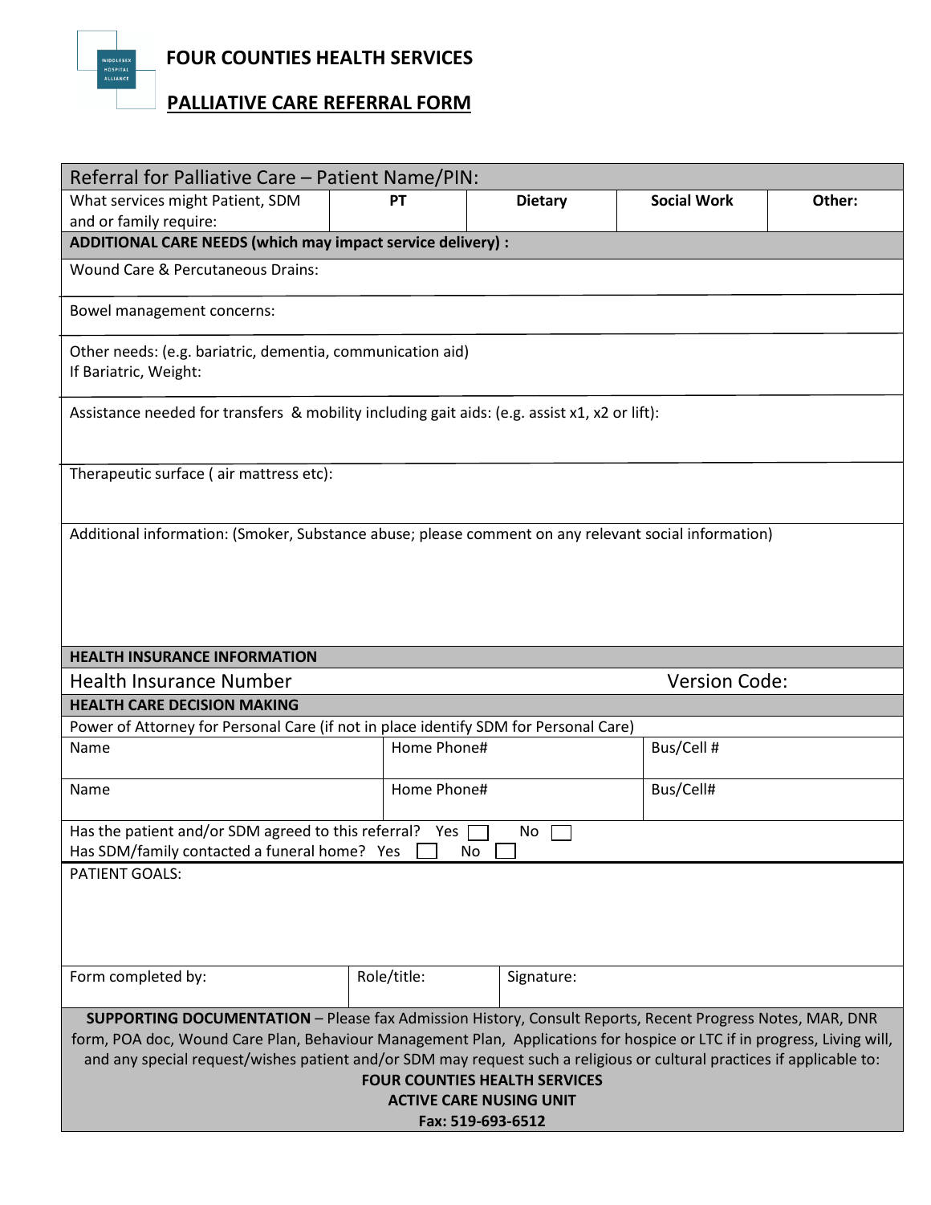# FOUR COUNTIES HEALTH SERVICES

## PALLIATIVE CARE REFERRAL FORM

| Referral for Palliative Care – Patient Name/PIN: | | | | |
|---|---|---|---|---|
| What services might Patient, SDM and or family require: | **PT** | **Dietary** | **Social Work** | **Other:** |

**ADDITIONAL CARE NEEDS (which may impact service delivery) :**

Wound Care & Percutaneous Drains:

Bowel management concerns:

Other needs: (e.g. bariatric, dementia, communication aid)
If Bariatric, Weight:

Assistance needed for transfers & mobility including gait aids: (e.g. assist x1, x2 or lift):

Therapeutic surface ( air mattress etc):

Additional information: (Smoker, Substance abuse; please comment on any relevant social information)

**HEALTH INSURANCE INFORMATION**

| Health Insurance Number | Version Code: |
|---|---|

**HEALTH CARE DECISION MAKING**

Power of Attorney for Personal Care (if not in place identify SDM for Personal Care)

| Name | Home Phone# | Bus/Cell # |
|---|---|---|
| Name | Home Phone# | Bus/Cell# |

Has the patient and/or SDM agreed to this referral? Yes ☐ No ☐
Has SDM/family contacted a funeral home? Yes ☐ No ☐

PATIENT GOALS:

| Form completed by: | Role/title: | Signature: |
|---|---|---|

**SUPPORTING DOCUMENTATION** – Please fax Admission History, Consult Reports, Recent Progress Notes, MAR, DNR form, POA doc, Wound Care Plan, Behaviour Management Plan, Applications for hospice or LTC if in progress, Living will, and any special request/wishes patient and/or SDM may request such a religious or cultural practices if applicable to:

**FOUR COUNTIES HEALTH SERVICES**
**ACTIVE CARE NUSING UNIT**
**Fax: 519-693-6512**